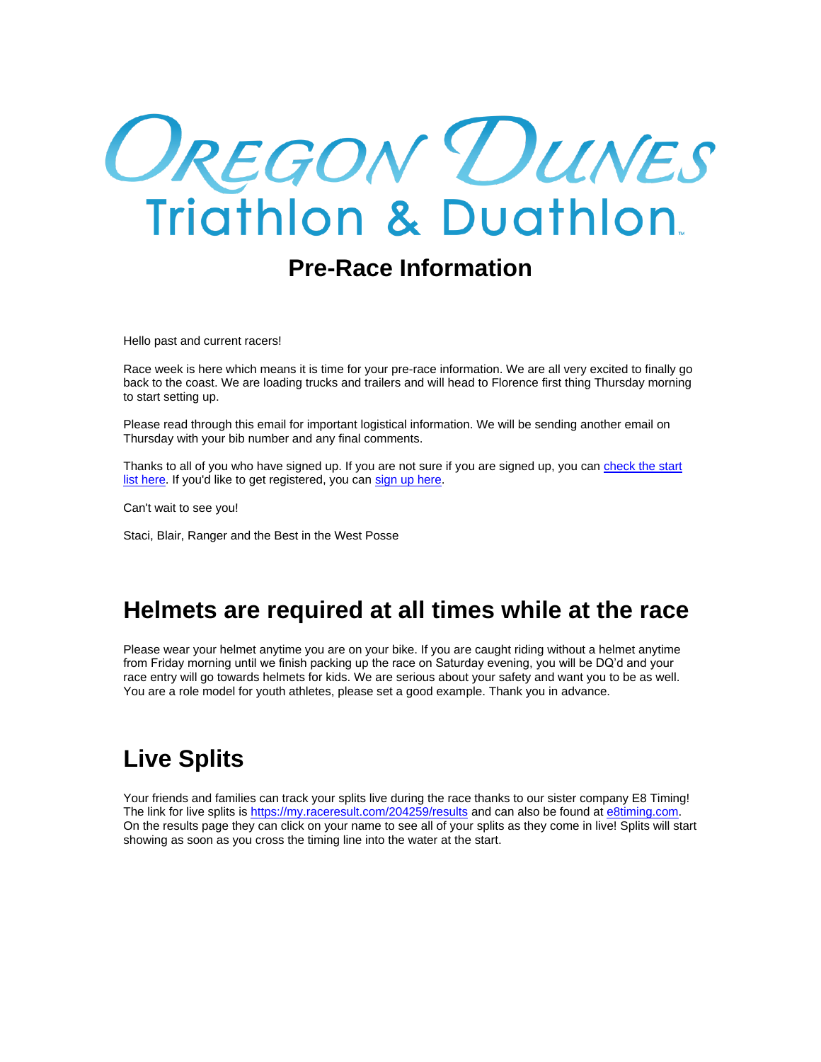# Oregon Dunes Triathlon & Duathlon

## Pre-Race Information

Hello past and current racers!

Race week is here which means it is time for your pre-race information. We are all very excited to finally go back to the coast. We are loading trucks and trailers and will head to Florence first thing Thursday morning to start setting up.

Please read through this email for important logistical information. We will be sending another email on Thursday with your bib number and any final comments.

Thanks to all of you who have signed up. If you are not sure if you are signed up, you can check the start list here. If you'd like to get registered, you can sign up here.

Can't wait to see you!

Staci, Blair, Ranger and the Best in the West Posse

## Helmets are required at all times while at the race

Please wear your helmet anytime you are on your bike. If you are caught riding without a helmet anytime from Friday morning until we finish packing up the race on Saturday evening, you will be DQ'd and your race entry will go towards helmets for kids. We are serious about your safety and want you to be as well. You are a role model for youth athletes, please set a good example. Thank you in advance.

## Live Splits

Your friends and families can track your splits live during the race thanks to our sister company E8 Timing! The link for live splits is https://my.raceresult.com/204259/results and can also be found at e8timing.com. On the results page they can click on your name to see all of your splits as they come in live! Splits will start showing as soon as you cross the timing line into the water at the start.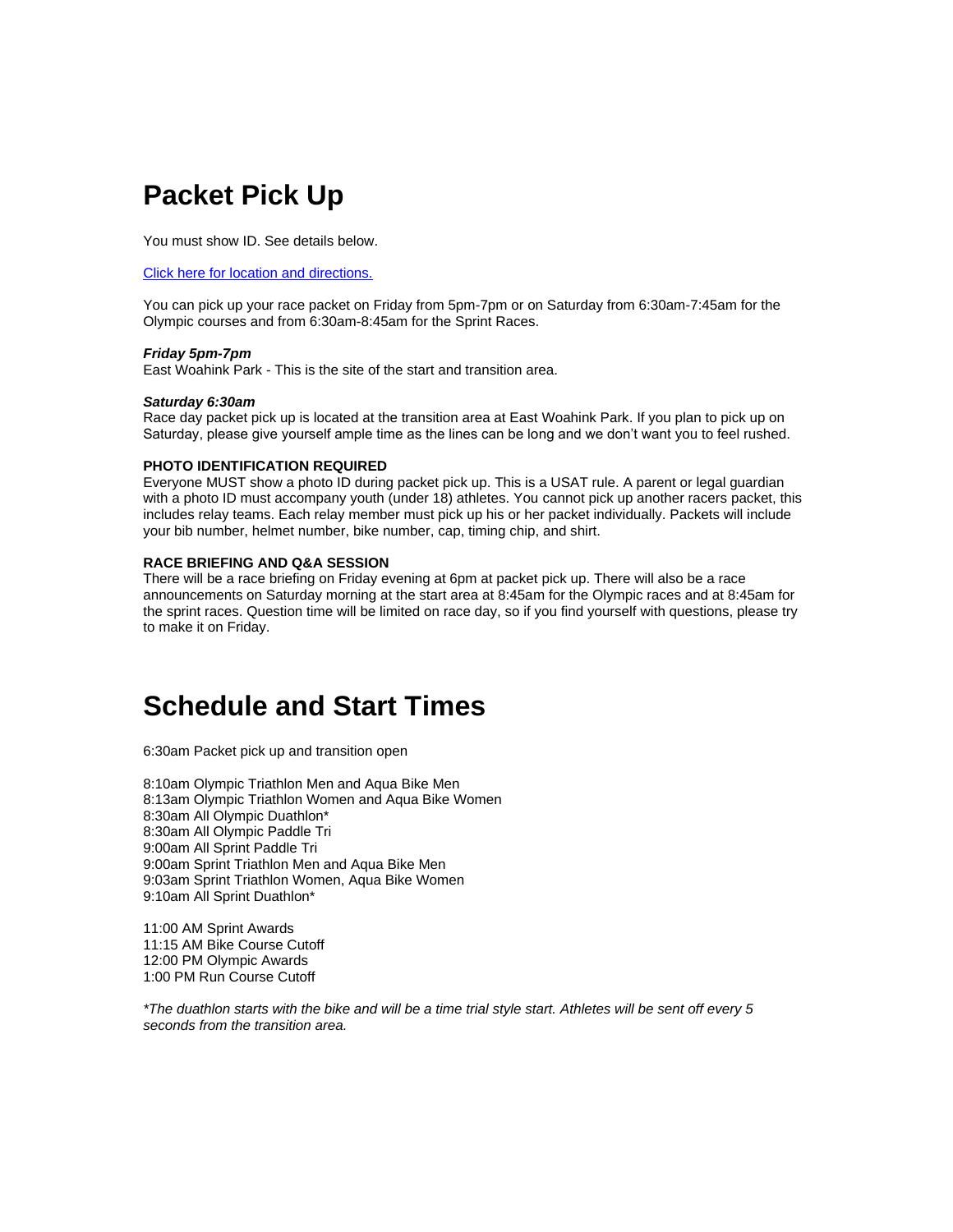# Packet Pick Up

You must show ID. See details below.

[Click here for location and directions.]

You can pick up your race packet on Friday from 5pm-7pm or on Saturday from 6:30am-7:45am for the Olympic courses and from 6:30am-8:45am for the Sprint Races.

***Friday 5pm-7pm***
East Woahink Park - This is the site of the start and transition area.

***Saturday 6:30am***
Race day packet pick up is located at the transition area at East Woahink Park. If you plan to pick up on Saturday, please give yourself ample time as the lines can be long and we don't want you to feel rushed.

**PHOTO IDENTIFICATION REQUIRED**
Everyone MUST show a photo ID during packet pick up. This is a USAT rule. A parent or legal guardian with a photo ID must accompany youth (under 18) athletes. You cannot pick up another racers packet, this includes relay teams. Each relay member must pick up his or her packet individually. Packets will include your bib number, helmet number, bike number, cap, timing chip, and shirt.

**RACE BRIEFING AND Q&A SESSION**
There will be a race briefing on Friday evening at 6pm at packet pick up. There will also be a race announcements on Saturday morning at the start area at 8:45am for the Olympic races and at 8:45am for the sprint races. Question time will be limited on race day, so if you find yourself with questions, please try to make it on Friday.

# Schedule and Start Times

6:30am Packet pick up and transition open

8:10am Olympic Triathlon Men and Aqua Bike Men
8:13am Olympic Triathlon Women and Aqua Bike Women
8:30am All Olympic Duathlon*
8:30am All Olympic Paddle Tri
9:00am All Sprint Paddle Tri
9:00am Sprint Triathlon Men and Aqua Bike Men
9:03am Sprint Triathlon Women, Aqua Bike Women
9:10am All Sprint Duathlon*

11:00 AM Sprint Awards
11:15 AM Bike Course Cutoff
12:00 PM Olympic Awards
1:00 PM Run Course Cutoff

*\*The duathlon starts with the bike and will be a time trial style start. Athletes will be sent off every 5 seconds from the transition area.*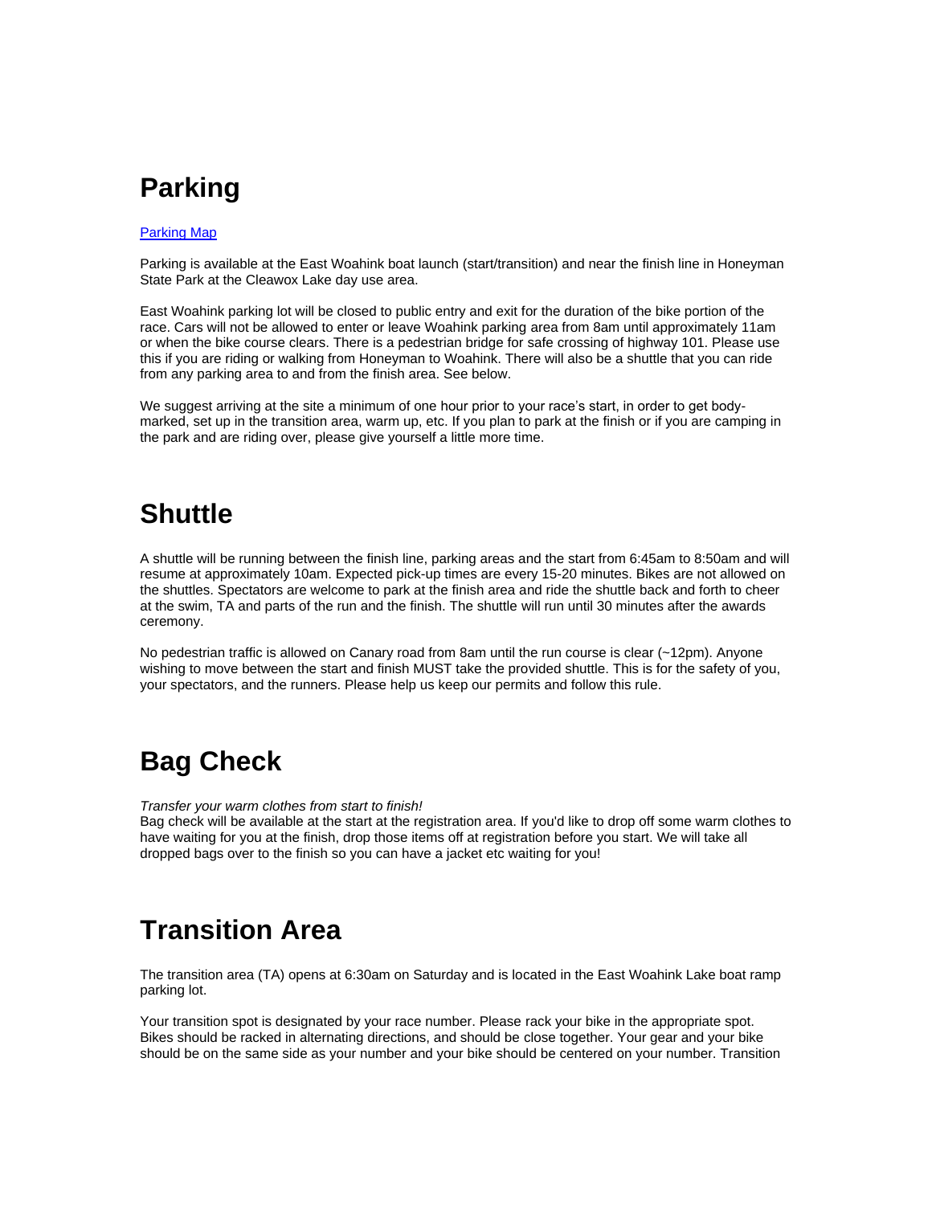## Parking

[Parking Map]

Parking is available at the East Woahink boat launch (start/transition) and near the finish line in Honeyman State Park at the Cleawox Lake day use area.

East Woahink parking lot will be closed to public entry and exit for the duration of the bike portion of the race. Cars will not be allowed to enter or leave Woahink parking area from 8am until approximately 11am or when the bike course clears. There is a pedestrian bridge for safe crossing of highway 101. Please use this if you are riding or walking from Honeyman to Woahink. There will also be a shuttle that you can ride from any parking area to and from the finish area. See below.

We suggest arriving at the site a minimum of one hour prior to your race's start, in order to get body-marked, set up in the transition area, warm up, etc. If you plan to park at the finish or if you are camping in the park and are riding over, please give yourself a little more time.

## Shuttle

A shuttle will be running between the finish line, parking areas and the start from 6:45am to 8:50am and will resume at approximately 10am. Expected pick-up times are every 15-20 minutes. Bikes are not allowed on the shuttles. Spectators are welcome to park at the finish area and ride the shuttle back and forth to cheer at the swim, TA and parts of the run and the finish. The shuttle will run until 30 minutes after the awards ceremony.

No pedestrian traffic is allowed on Canary road from 8am until the run course is clear (~12pm). Anyone wishing to move between the start and finish MUST take the provided shuttle. This is for the safety of you, your spectators, and the runners. Please help us keep our permits and follow this rule.

## Bag Check

*Transfer your warm clothes from start to finish!*
Bag check will be available at the start at the registration area. If you'd like to drop off some warm clothes to have waiting for you at the finish, drop those items off at registration before you start. We will take all dropped bags over to the finish so you can have a jacket etc waiting for you!

## Transition Area

The transition area (TA) opens at 6:30am on Saturday and is located in the East Woahink Lake boat ramp parking lot.

Your transition spot is designated by your race number. Please rack your bike in the appropriate spot. Bikes should be racked in alternating directions, and should be close together. Your gear and your bike should be on the same side as your number and your bike should be centered on your number. Transition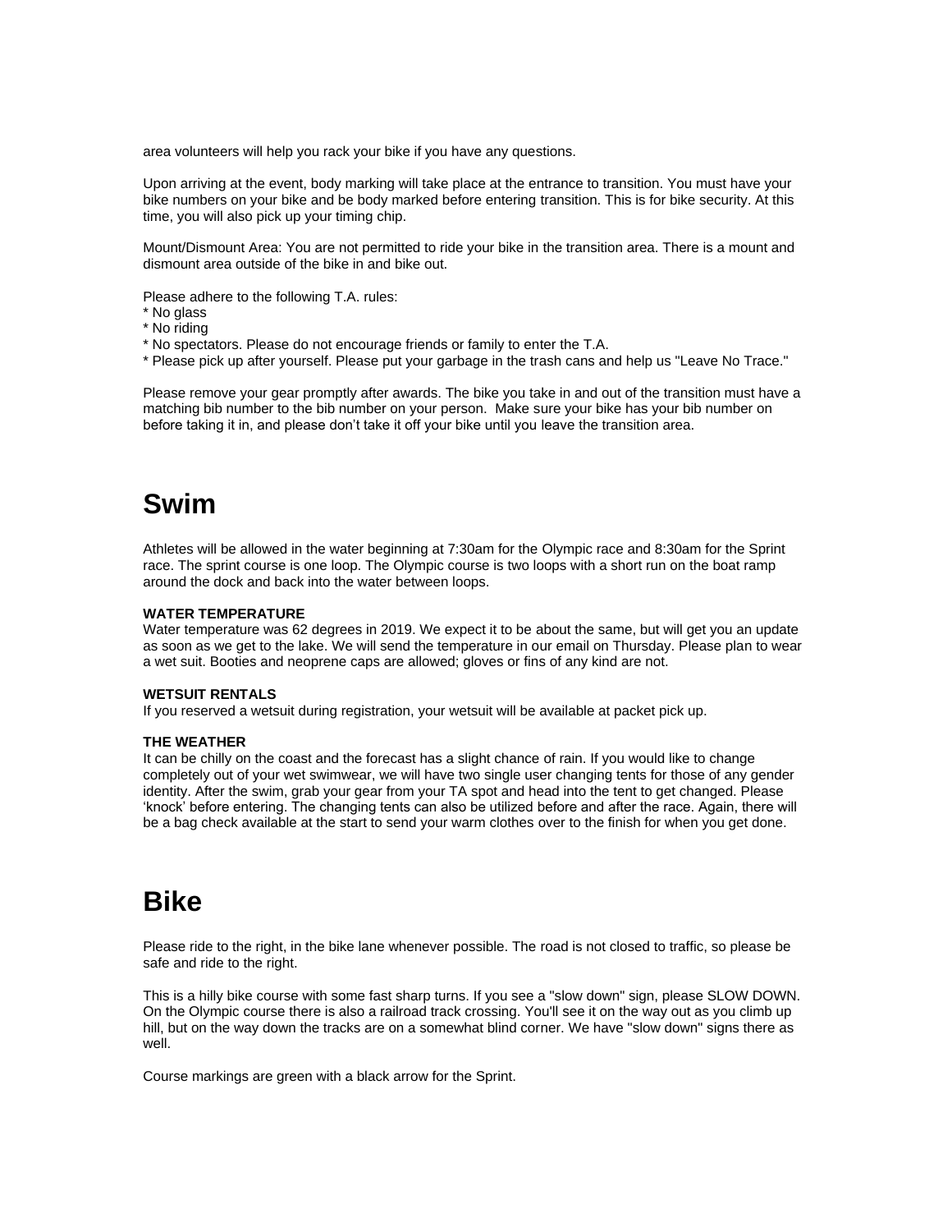area volunteers will help you rack your bike if you have any questions.

Upon arriving at the event, body marking will take place at the entrance to transition. You must have your bike numbers on your bike and be body marked before entering transition. This is for bike security. At this time, you will also pick up your timing chip.

Mount/Dismount Area: You are not permitted to ride your bike in the transition area. There is a mount and dismount area outside of the bike in and bike out.

Please adhere to the following T.A. rules:
* No glass
* No riding
* No spectators. Please do not encourage friends or family to enter the T.A.
* Please pick up after yourself. Please put your garbage in the trash cans and help us "Leave No Trace."

Please remove your gear promptly after awards. The bike you take in and out of the transition must have a matching bib number to the bib number on your person. Make sure your bike has your bib number on before taking it in, and please don't take it off your bike until you leave the transition area.

# Swim

Athletes will be allowed in the water beginning at 7:30am for the Olympic race and 8:30am for the Sprint race. The sprint course is one loop. The Olympic course is two loops with a short run on the boat ramp around the dock and back into the water between loops.

**WATER TEMPERATURE**
Water temperature was 62 degrees in 2019. We expect it to be about the same, but will get you an update as soon as we get to the lake. We will send the temperature in our email on Thursday. Please plan to wear a wet suit. Booties and neoprene caps are allowed; gloves or fins of any kind are not.

**WETSUIT RENTALS**
If you reserved a wetsuit during registration, your wetsuit will be available at packet pick up.

**THE WEATHER**
It can be chilly on the coast and the forecast has a slight chance of rain. If you would like to change completely out of your wet swimwear, we will have two single user changing tents for those of any gender identity. After the swim, grab your gear from your TA spot and head into the tent to get changed. Please 'knock' before entering. The changing tents can also be utilized before and after the race. Again, there will be a bag check available at the start to send your warm clothes over to the finish for when you get done.

# Bike

Please ride to the right, in the bike lane whenever possible. The road is not closed to traffic, so please be safe and ride to the right.

This is a hilly bike course with some fast sharp turns. If you see a "slow down" sign, please SLOW DOWN. On the Olympic course there is also a railroad track crossing. You'll see it on the way out as you climb up hill, but on the way down the tracks are on a somewhat blind corner. We have "slow down" signs there as well.

Course markings are green with a black arrow for the Sprint.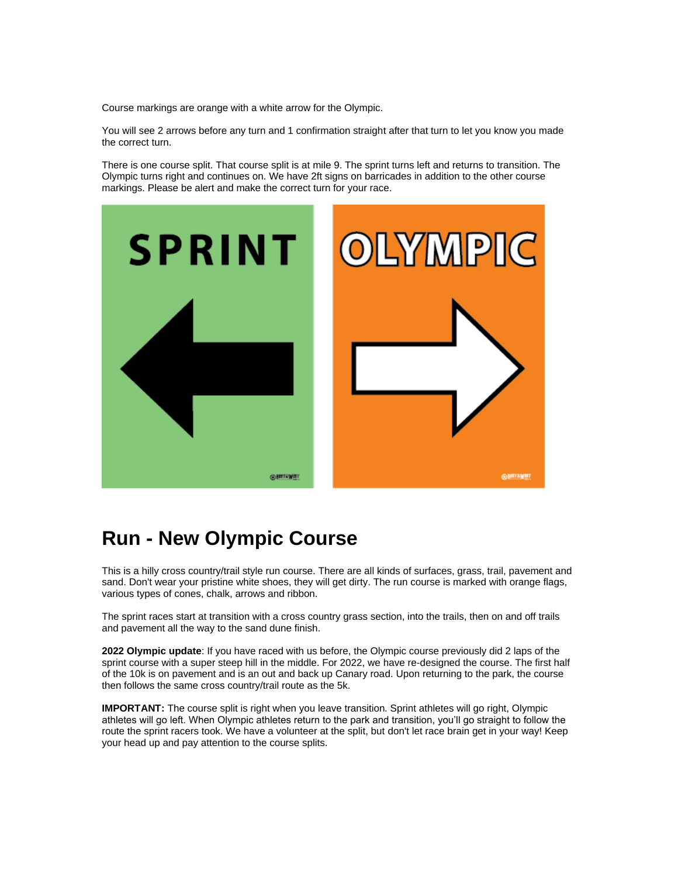Course markings are orange with a white arrow for the Olympic.

You will see 2 arrows before any turn and 1 confirmation straight after that turn to let you know you made the correct turn.

There is one course split. That course split is at mile 9. The sprint turns left and returns to transition. The Olympic turns right and continues on. We have 2ft signs on barricades in addition to the other course markings. Please be alert and make the correct turn for your race.

SPRINT

OLYMPIC

# Run - New Olympic Course

This is a hilly cross country/trail style run course. There are all kinds of surfaces, grass, trail, pavement and sand. Don't wear your pristine white shoes, they will get dirty. The run course is marked with orange flags, various types of cones, chalk, arrows and ribbon.

The sprint races start at transition with a cross country grass section, into the trails, then on and off trails and pavement all the way to the sand dune finish.

**2022 Olympic update**: If you have raced with us before, the Olympic course previously did 2 laps of the sprint course with a super steep hill in the middle. For 2022, we have re-designed the course. The first half of the 10k is on pavement and is an out and back up Canary road. Upon returning to the park, the course then follows the same cross country/trail route as the 5k.

**IMPORTANT:** The course split is right when you leave transition. Sprint athletes will go right, Olympic athletes will go left. When Olympic athletes return to the park and transition, you'll go straight to follow the route the sprint racers took. We have a volunteer at the split, but don't let race brain get in your way! Keep your head up and pay attention to the course splits.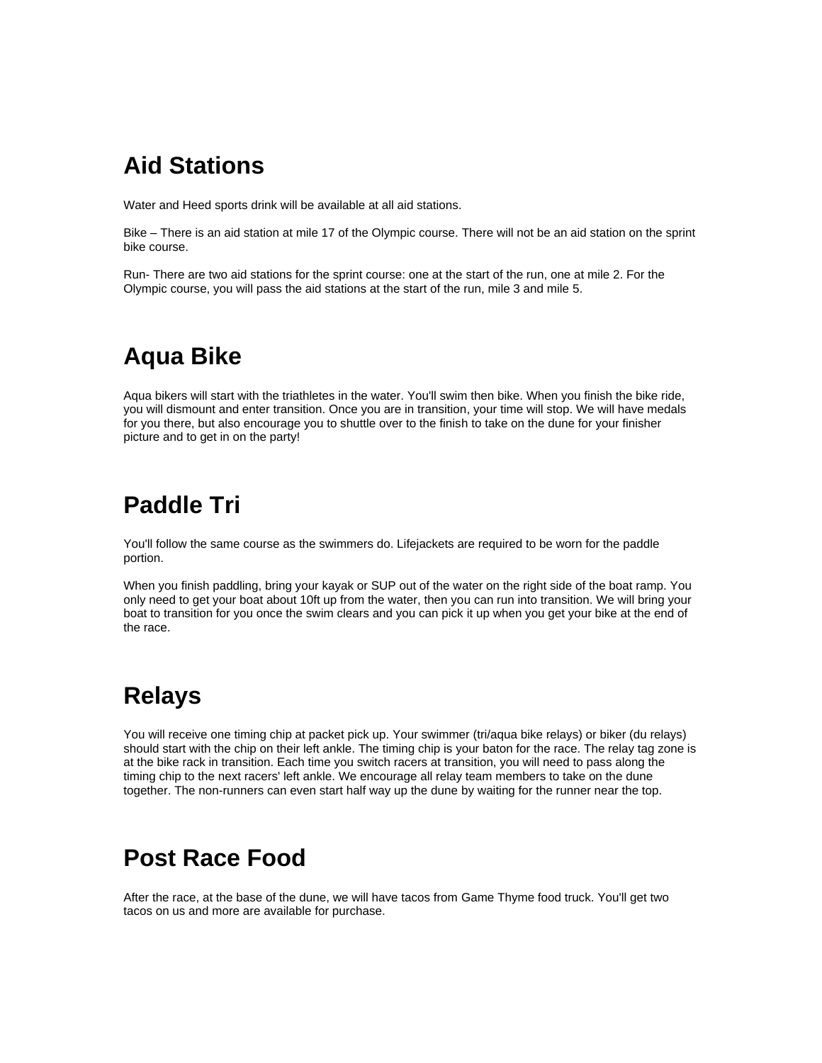# Aid Stations

Water and Heed sports drink will be available at all aid stations.

Bike – There is an aid station at mile 17 of the Olympic course. There will not be an aid station on the sprint bike course.

Run- There are two aid stations for the sprint course: one at the start of the run, one at mile 2. For the Olympic course, you will pass the aid stations at the start of the run, mile 3 and mile 5.

# Aqua Bike

Aqua bikers will start with the triathletes in the water. You'll swim then bike. When you finish the bike ride, you will dismount and enter transition. Once you are in transition, your time will stop. We will have medals for you there, but also encourage you to shuttle over to the finish to take on the dune for your finisher picture and to get in on the party!

# Paddle Tri

You'll follow the same course as the swimmers do. Lifejackets are required to be worn for the paddle portion.

When you finish paddling, bring your kayak or SUP out of the water on the right side of the boat ramp. You only need to get your boat about 10ft up from the water, then you can run into transition. We will bring your boat to transition for you once the swim clears and you can pick it up when you get your bike at the end of the race.

# Relays

You will receive one timing chip at packet pick up. Your swimmer (tri/aqua bike relays) or biker (du relays) should start with the chip on their left ankle. The timing chip is your baton for the race. The relay tag zone is at the bike rack in transition. Each time you switch racers at transition, you will need to pass along the timing chip to the next racers' left ankle. We encourage all relay team members to take on the dune together. The non-runners can even start half way up the dune by waiting for the runner near the top.

# Post Race Food

After the race, at the base of the dune, we will have tacos from Game Thyme food truck. You'll get two tacos on us and more are available for purchase.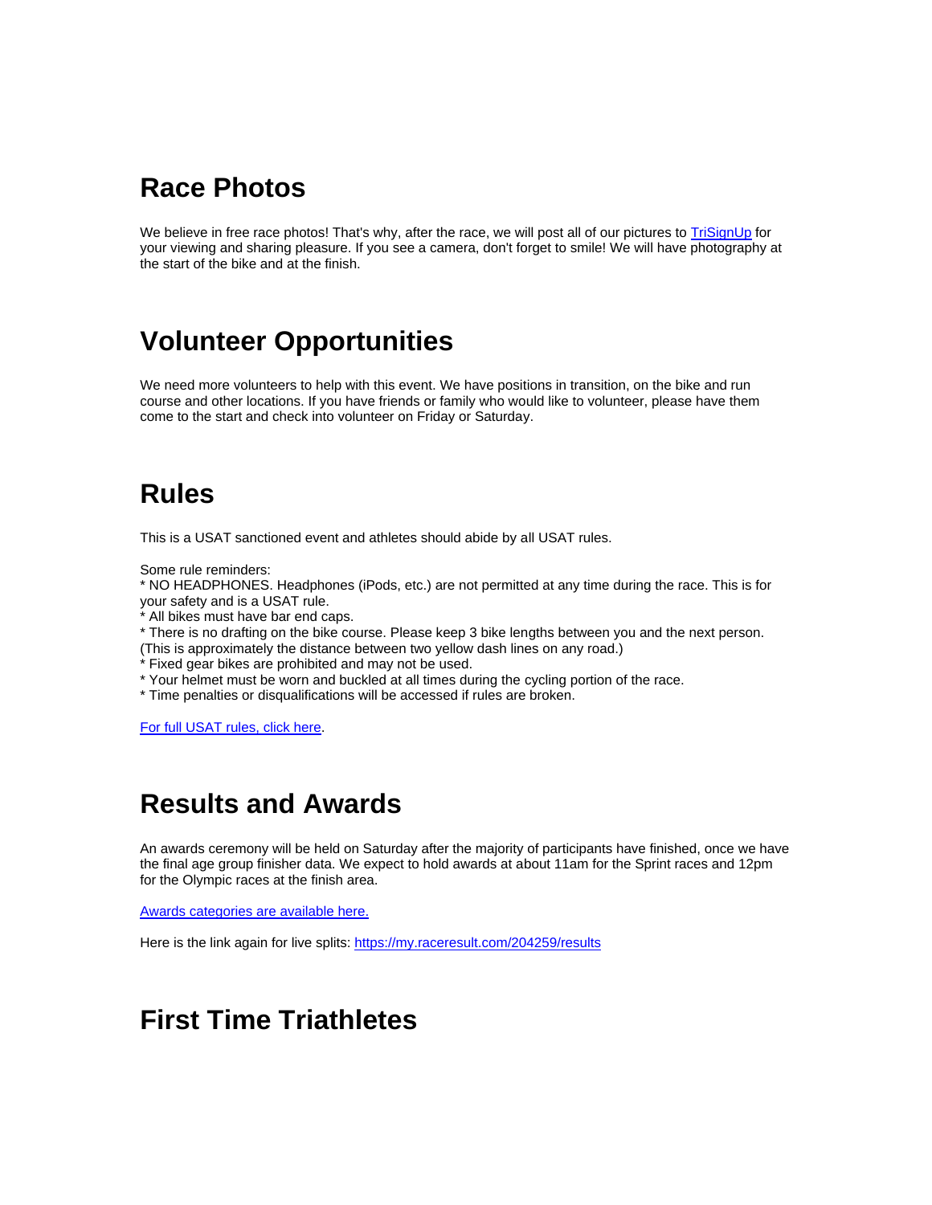## Race Photos

We believe in free race photos! That's why, after the race, we will post all of our pictures to [TriSignUp](#) for your viewing and sharing pleasure. If you see a camera, don't forget to smile! We will have photography at the start of the bike and at the finish.

## Volunteer Opportunities

We need more volunteers to help with this event. We have positions in transition, on the bike and run course and other locations. If you have friends or family who would like to volunteer, please have them come to the start and check into volunteer on Friday or Saturday.

## Rules

This is a USAT sanctioned event and athletes should abide by all USAT rules.

Some rule reminders:
* NO HEADPHONES. Headphones (iPods, etc.) are not permitted at any time during the race. This is for your safety and is a USAT rule.
* All bikes must have bar end caps.
* There is no drafting on the bike course. Please keep 3 bike lengths between you and the next person. (This is approximately the distance between two yellow dash lines on any road.)
* Fixed gear bikes are prohibited and may not be used.
* Your helmet must be worn and buckled at all times during the cycling portion of the race.
* Time penalties or disqualifications will be accessed if rules are broken.

[For full USAT rules, click here](#).

## Results and Awards

An awards ceremony will be held on Saturday after the majority of participants have finished, once we have the final age group finisher data. We expect to hold awards at about 11am for the Sprint races and 12pm for the Olympic races at the finish area.

[Awards categories are available here.](#)

Here is the link again for live splits: [https://my.raceresult.com/204259/results](https://my.raceresult.com/204259/results)

## First Time Triathletes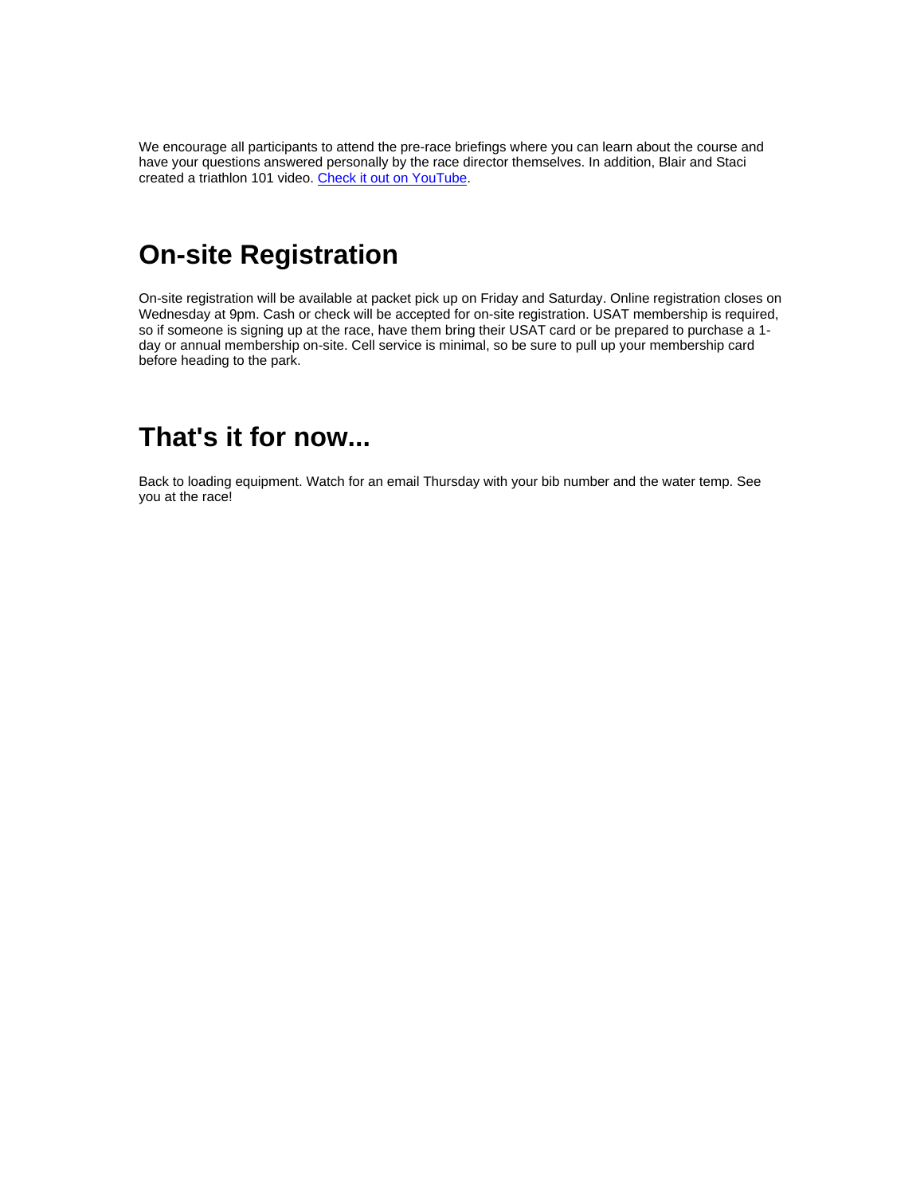We encourage all participants to attend the pre-race briefings where you can learn about the course and have your questions answered personally by the race director themselves. In addition, Blair and Staci created a triathlon 101 video. Check it out on YouTube.

## On-site Registration

On-site registration will be available at packet pick up on Friday and Saturday. Online registration closes on Wednesday at 9pm. Cash or check will be accepted for on-site registration. USAT membership is required, so if someone is signing up at the race, have them bring their USAT card or be prepared to purchase a 1-day or annual membership on-site. Cell service is minimal, so be sure to pull up your membership card before heading to the park.

## That's it for now...

Back to loading equipment. Watch for an email Thursday with your bib number and the water temp. See you at the race!